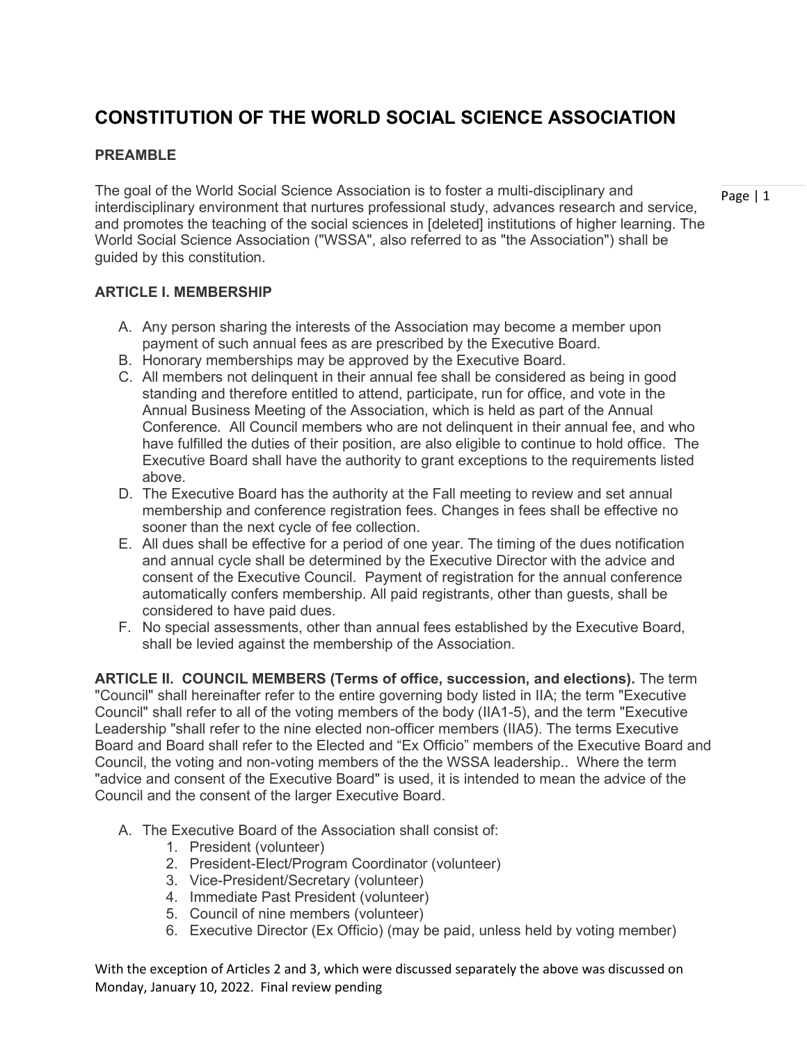# CONSTITUTION OF THE WORLD SOCIAL SCIENCE ASSOCIATION

## PREAMBLE

The goal of the World Social Science Association is to foster a multi-disciplinary and interdisciplinary environment that nurtures professional study, advances research and service, and promotes the teaching of the social sciences in [deleted] institutions of higher learning. The World Social Science Association ("WSSA", also referred to as "the Association") shall be guided by this constitution.

## ARTICLE I. MEMBERSHIP

A. Any person sharing the interests of the Association may become a member upon payment of such annual fees as are prescribed by the Executive Board.
B. Honorary memberships may be approved by the Executive Board.
C. All members not delinquent in their annual fee shall be considered as being in good standing and therefore entitled to attend, participate, run for office, and vote in the Annual Business Meeting of the Association, which is held as part of the Annual Conference. All Council members who are not delinquent in their annual fee, and who have fulfilled the duties of their position, are also eligible to continue to hold office. The Executive Board shall have the authority to grant exceptions to the requirements listed above.
D. The Executive Board has the authority at the Fall meeting to review and set annual membership and conference registration fees. Changes in fees shall be effective no sooner than the next cycle of fee collection.
E. All dues shall be effective for a period of one year. The timing of the dues notification and annual cycle shall be determined by the Executive Director with the advice and consent of the Executive Council. Payment of registration for the annual conference automatically confers membership. All paid registrants, other than guests, shall be considered to have paid dues.
F. No special assessments, other than annual fees established by the Executive Board, shall be levied against the membership of the Association.

**ARTICLE II. COUNCIL MEMBERS (Terms of office, succession, and elections).** The term "Council" shall hereinafter refer to the entire governing body listed in IIA; the term "Executive Council" shall refer to all of the voting members of the body (IIA1-5), and the term "Executive Leadership "shall refer to the nine elected non-officer members (IIA5). The terms Executive Board and Board shall refer to the Elected and "Ex Officio" members of the Executive Board and Council, the voting and non-voting members of the the WSSA leadership.. Where the term "advice and consent of the Executive Board" is used, it is intended to mean the advice of the Council and the consent of the larger Executive Board.

A. The Executive Board of the Association shall consist of:
   1. President (volunteer)
   2. President-Elect/Program Coordinator (volunteer)
   3. Vice-President/Secretary (volunteer)
   4. Immediate Past President (volunteer)
   5. Council of nine members (volunteer)
   6. Executive Director (Ex Officio) (may be paid, unless held by voting member)

With the exception of Articles 2 and 3, which were discussed separately the above was discussed on Monday, January 10, 2022. Final review pending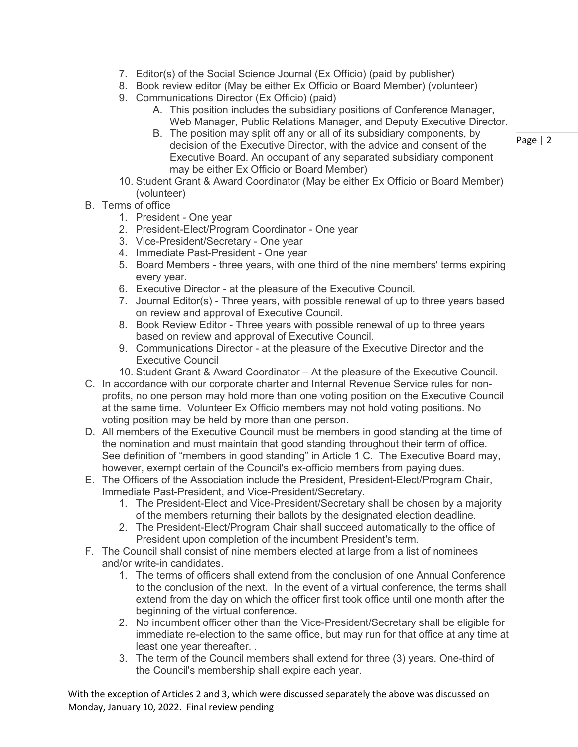7. Editor(s) of the Social Science Journal (Ex Officio) (paid by publisher)
8. Book review editor (May be either Ex Officio or Board Member) (volunteer)
9. Communications Director (Ex Officio) (paid)
   A. This position includes the subsidiary positions of Conference Manager, Web Manager, Public Relations Manager, and Deputy Executive Director.
   B. The position may split off any or all of its subsidiary components, by decision of the Executive Director, with the advice and consent of the Executive Board. An occupant of any separated subsidiary component may be either Ex Officio or Board Member)
10. Student Grant & Award Coordinator (May be either Ex Officio or Board Member) (volunteer)

B. Terms of office
   1. President - One year
   2. President-Elect/Program Coordinator - One year
   3. Vice-President/Secretary - One year
   4. Immediate Past-President - One year
   5. Board Members - three years, with one third of the nine members' terms expiring every year.
   6. Executive Director - at the pleasure of the Executive Council.
   7. Journal Editor(s) - Three years, with possible renewal of up to three years based on review and approval of Executive Council.
   8. Book Review Editor - Three years with possible renewal of up to three years based on review and approval of Executive Council.
   9. Communications Director - at the pleasure of the Executive Director and the Executive Council
   10. Student Grant & Award Coordinator – At the pleasure of the Executive Council.

C. In accordance with our corporate charter and Internal Revenue Service rules for non-profits, no one person may hold more than one voting position on the Executive Council at the same time. Volunteer Ex Officio members may not hold voting positions. No voting position may be held by more than one person.

D. All members of the Executive Council must be members in good standing at the time of the nomination and must maintain that good standing throughout their term of office. See definition of "members in good standing" in Article 1 C. The Executive Board may, however, exempt certain of the Council's ex-officio members from paying dues.

E. The Officers of the Association include the President, President-Elect/Program Chair, Immediate Past-President, and Vice-President/Secretary.
   1. The President-Elect and Vice-President/Secretary shall be chosen by a majority of the members returning their ballots by the designated election deadline.
   2. The President-Elect/Program Chair shall succeed automatically to the office of President upon completion of the incumbent President's term.

F. The Council shall consist of nine members elected at large from a list of nominees and/or write-in candidates.
   1. The terms of officers shall extend from the conclusion of one Annual Conference to the conclusion of the next. In the event of a virtual conference, the terms shall extend from the day on which the officer first took office until one month after the beginning of the virtual conference.
   2. No incumbent officer other than the Vice-President/Secretary shall be eligible for immediate re-election to the same office, but may run for that office at any time at least one year thereafter. .
   3. The term of the Council members shall extend for three (3) years. One-third of the Council's membership shall expire each year.

With the exception of Articles 2 and 3, which were discussed separately the above was discussed on Monday, January 10, 2022. Final review pending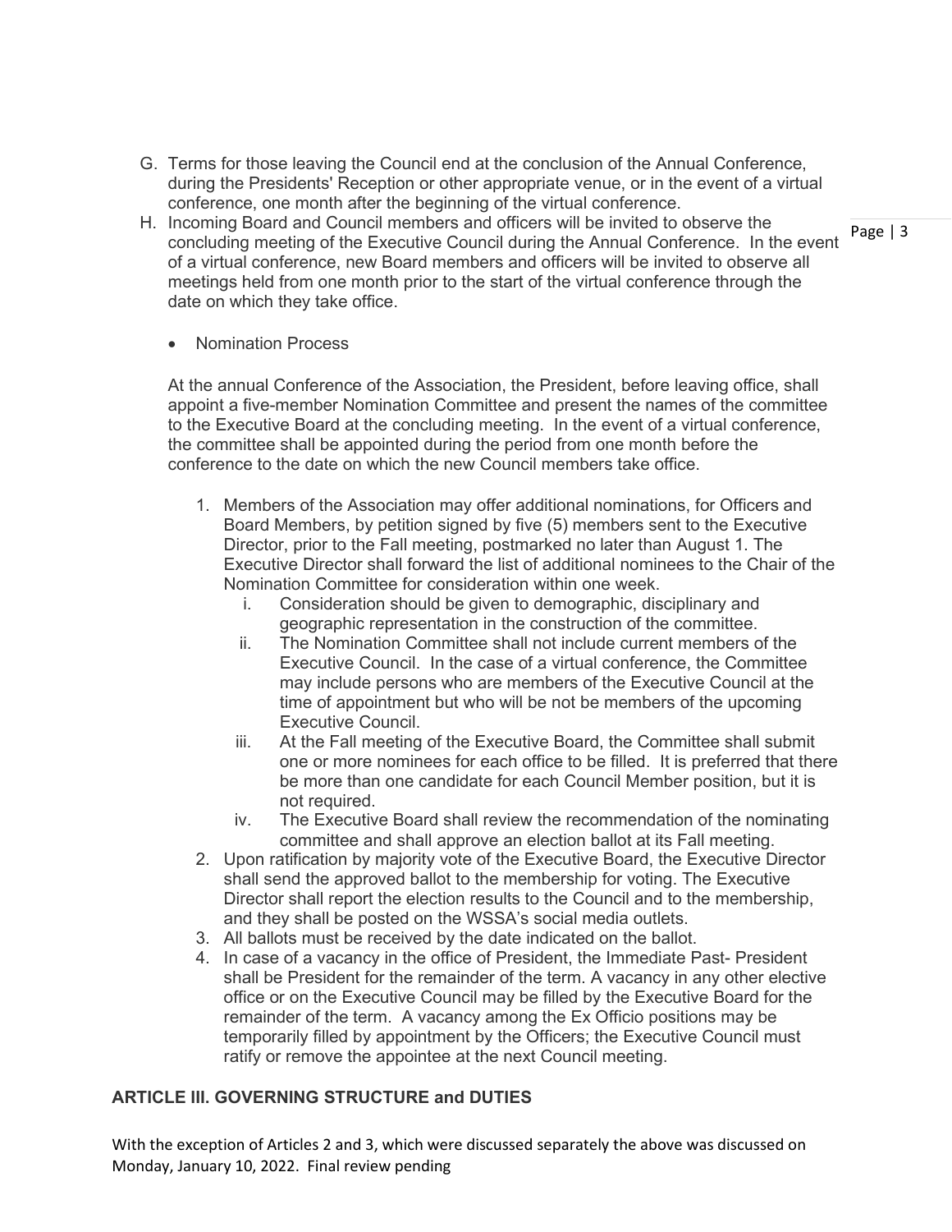G. Terms for those leaving the Council end at the conclusion of the Annual Conference, during the Presidents' Reception or other appropriate venue, or in the event of a virtual conference, one month after the beginning of the virtual conference.

H. Incoming Board and Council members and officers will be invited to observe the concluding meeting of the Executive Council during the Annual Conference. In the event of a virtual conference, new Board members and officers will be invited to observe all meetings held from one month prior to the start of the virtual conference through the date on which they take office.

- Nomination Process

At the annual Conference of the Association, the President, before leaving office, shall appoint a five-member Nomination Committee and present the names of the committee to the Executive Board at the concluding meeting. In the event of a virtual conference, the committee shall be appointed during the period from one month before the conference to the date on which the new Council members take office.

1. Members of the Association may offer additional nominations, for Officers and Board Members, by petition signed by five (5) members sent to the Executive Director, prior to the Fall meeting, postmarked no later than August 1. The Executive Director shall forward the list of additional nominees to the Chair of the Nomination Committee for consideration within one week.
   - i. Consideration should be given to demographic, disciplinary and geographic representation in the construction of the committee.
   - ii. The Nomination Committee shall not include current members of the Executive Council. In the case of a virtual conference, the Committee may include persons who are members of the Executive Council at the time of appointment but who will be not be members of the upcoming Executive Council.
   - iii. At the Fall meeting of the Executive Board, the Committee shall submit one or more nominees for each office to be filled. It is preferred that there be more than one candidate for each Council Member position, but it is not required.
   - iv. The Executive Board shall review the recommendation of the nominating committee and shall approve an election ballot at its Fall meeting.
2. Upon ratification by majority vote of the Executive Board, the Executive Director shall send the approved ballot to the membership for voting. The Executive Director shall report the election results to the Council and to the membership, and they shall be posted on the WSSA's social media outlets.
3. All ballots must be received by the date indicated on the ballot.
4. In case of a vacancy in the office of President, the Immediate Past- President shall be President for the remainder of the term. A vacancy in any other elective office or on the Executive Council may be filled by the Executive Board for the remainder of the term. A vacancy among the Ex Officio positions may be temporarily filled by appointment by the Officers; the Executive Council must ratify or remove the appointee at the next Council meeting.

## ARTICLE III. GOVERNING STRUCTURE and DUTIES

With the exception of Articles 2 and 3, which were discussed separately the above was discussed on Monday, January 10, 2022. Final review pending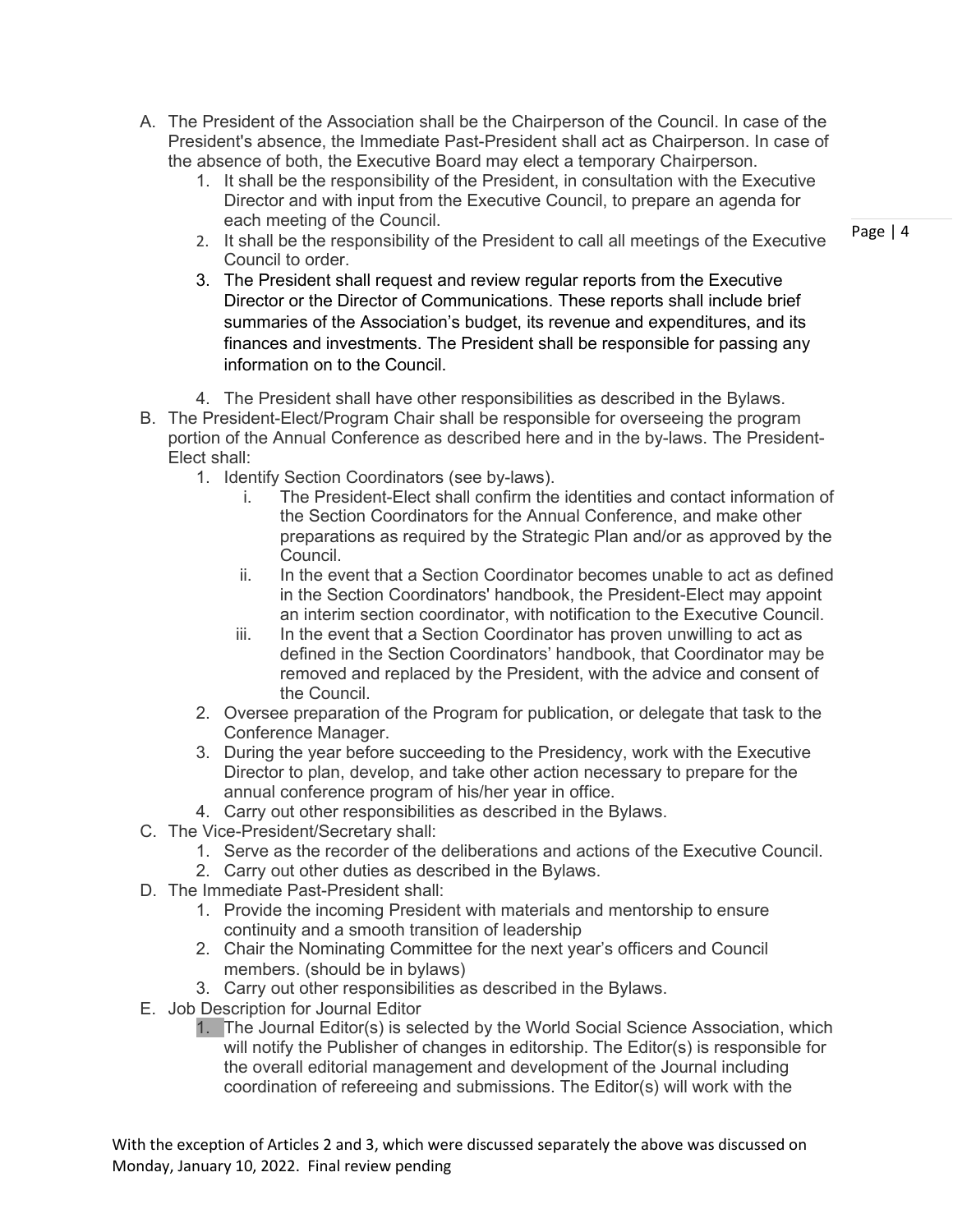A. The President of the Association shall be the Chairperson of the Council. In case of the President's absence, the Immediate Past-President shall act as Chairperson. In case of the absence of both, the Executive Board may elect a temporary Chairperson.
    1. It shall be the responsibility of the President, in consultation with the Executive Director and with input from the Executive Council, to prepare an agenda for each meeting of the Council.
    2. It shall be the responsibility of the President to call all meetings of the Executive Council to order.
    3. The President shall request and review regular reports from the Executive Director or the Director of Communications. These reports shall include brief summaries of the Association's budget, its revenue and expenditures, and its finances and investments. The President shall be responsible for passing any information on to the Council.
    4. The President shall have other responsibilities as described in the Bylaws.
B. The President-Elect/Program Chair shall be responsible for overseeing the program portion of the Annual Conference as described here and in the by-laws. The President-Elect shall:
    1. Identify Section Coordinators (see by-laws).
        i. The President-Elect shall confirm the identities and contact information of the Section Coordinators for the Annual Conference, and make other preparations as required by the Strategic Plan and/or as approved by the Council.
        ii. In the event that a Section Coordinator becomes unable to act as defined in the Section Coordinators' handbook, the President-Elect may appoint an interim section coordinator, with notification to the Executive Council.
        iii. In the event that a Section Coordinator has proven unwilling to act as defined in the Section Coordinators' handbook, that Coordinator may be removed and replaced by the President, with the advice and consent of the Council.
    2. Oversee preparation of the Program for publication, or delegate that task to the Conference Manager.
    3. During the year before succeeding to the Presidency, work with the Executive Director to plan, develop, and take other action necessary to prepare for the annual conference program of his/her year in office.
    4. Carry out other responsibilities as described in the Bylaws.
C. The Vice-President/Secretary shall:
    1. Serve as the recorder of the deliberations and actions of the Executive Council.
    2. Carry out other duties as described in the Bylaws.
D. The Immediate Past-President shall:
    1. Provide the incoming President with materials and mentorship to ensure continuity and a smooth transition of leadership
    2. Chair the Nominating Committee for the next year's officers and Council members. (should be in bylaws)
    3. Carry out other responsibilities as described in the Bylaws.
E. Job Description for Journal Editor
    1. The Journal Editor(s) is selected by the World Social Science Association, which will notify the Publisher of changes in editorship. The Editor(s) is responsible for the overall editorial management and development of the Journal including coordination of refereeing and submissions. The Editor(s) will work with the

With the exception of Articles 2 and 3, which were discussed separately the above was discussed on Monday, January 10, 2022. Final review pending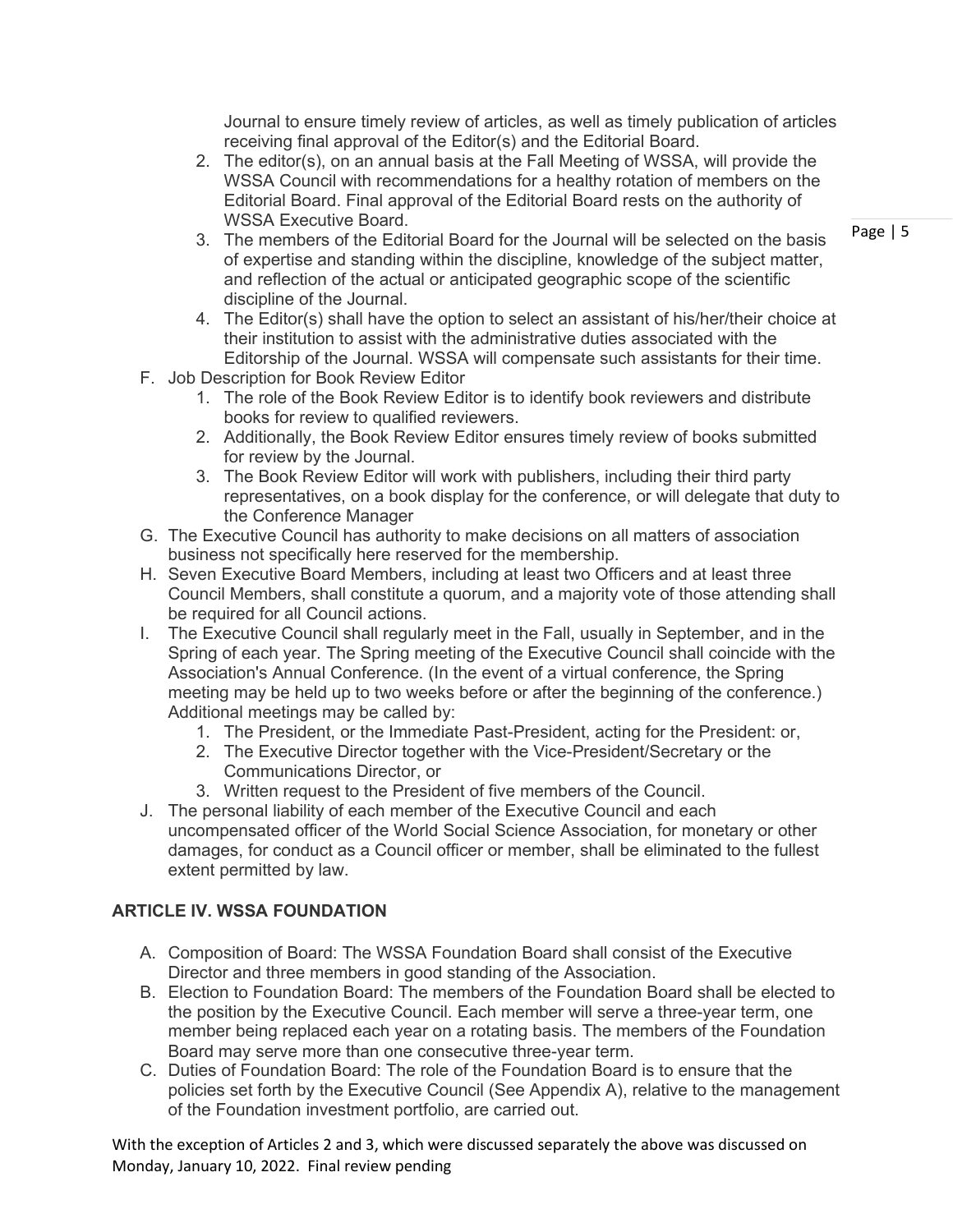Journal to ensure timely review of articles, as well as timely publication of articles receiving final approval of the Editor(s) and the Editorial Board.

2. The editor(s), on an annual basis at the Fall Meeting of WSSA, will provide the WSSA Council with recommendations for a healthy rotation of members on the Editorial Board. Final approval of the Editorial Board rests on the authority of WSSA Executive Board.
3. The members of the Editorial Board for the Journal will be selected on the basis of expertise and standing within the discipline, knowledge of the subject matter, and reflection of the actual or anticipated geographic scope of the scientific discipline of the Journal.
4. The Editor(s) shall have the option to select an assistant of his/her/their choice at their institution to assist with the administrative duties associated with the Editorship of the Journal. WSSA will compensate such assistants for their time.

F. Job Description for Book Review Editor

1. The role of the Book Review Editor is to identify book reviewers and distribute books for review to qualified reviewers.
2. Additionally, the Book Review Editor ensures timely review of books submitted for review by the Journal.
3. The Book Review Editor will work with publishers, including their third party representatives, on a book display for the conference, or will delegate that duty to the Conference Manager

G. The Executive Council has authority to make decisions on all matters of association business not specifically here reserved for the membership.

H. Seven Executive Board Members, including at least two Officers and at least three Council Members, shall constitute a quorum, and a majority vote of those attending shall be required for all Council actions.

I. The Executive Council shall regularly meet in the Fall, usually in September, and in the Spring of each year. The Spring meeting of the Executive Council shall coincide with the Association's Annual Conference. (In the event of a virtual conference, the Spring meeting may be held up to two weeks before or after the beginning of the conference.) Additional meetings may be called by:

1. The President, or the Immediate Past-President, acting for the President: or,
2. The Executive Director together with the Vice-President/Secretary or the Communications Director, or
3. Written request to the President of five members of the Council.

J. The personal liability of each member of the Executive Council and each uncompensated officer of the World Social Science Association, for monetary or other damages, for conduct as a Council officer or member, shall be eliminated to the fullest extent permitted by law.

## ARTICLE IV. WSSA FOUNDATION

A. Composition of Board: The WSSA Foundation Board shall consist of the Executive Director and three members in good standing of the Association.

B. Election to Foundation Board: The members of the Foundation Board shall be elected to the position by the Executive Council. Each member will serve a three-year term, one member being replaced each year on a rotating basis. The members of the Foundation Board may serve more than one consecutive three-year term.

C. Duties of Foundation Board: The role of the Foundation Board is to ensure that the policies set forth by the Executive Council (See Appendix A), relative to the management of the Foundation investment portfolio, are carried out.

With the exception of Articles 2 and 3, which were discussed separately the above was discussed on Monday, January 10, 2022. Final review pending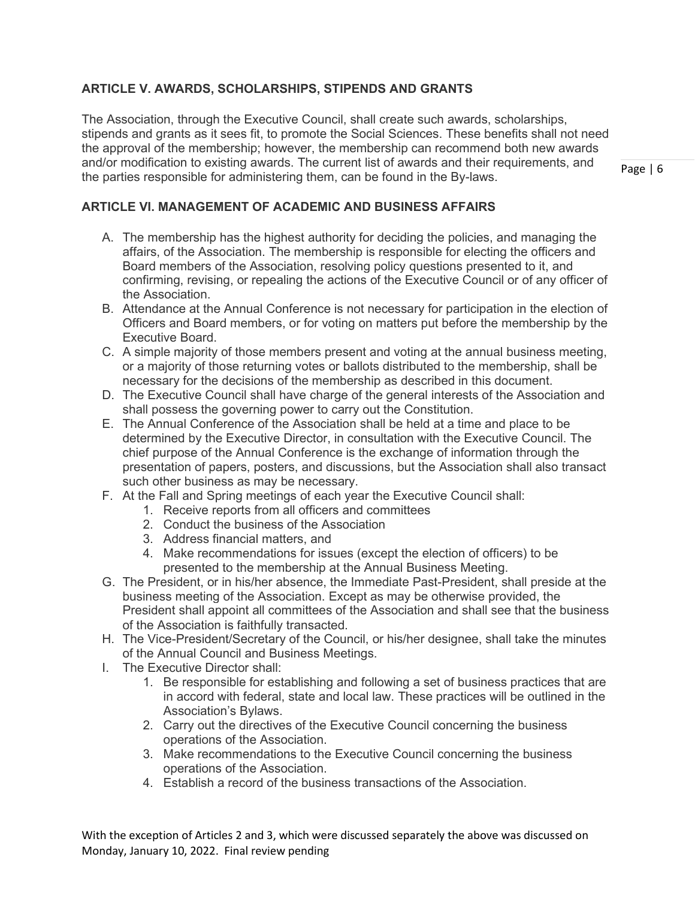## ARTICLE V. AWARDS, SCHOLARSHIPS, STIPENDS AND GRANTS

The Association, through the Executive Council, shall create such awards, scholarships, stipends and grants as it sees fit, to promote the Social Sciences. These benefits shall not need the approval of the membership; however, the membership can recommend both new awards and/or modification to existing awards. The current list of awards and their requirements, and the parties responsible for administering them, can be found in the By-laws.

## ARTICLE VI. MANAGEMENT OF ACADEMIC AND BUSINESS AFFAIRS

A. The membership has the highest authority for deciding the policies, and managing the affairs, of the Association. The membership is responsible for electing the officers and Board members of the Association, resolving policy questions presented to it, and confirming, revising, or repealing the actions of the Executive Council or of any officer of the Association.
B. Attendance at the Annual Conference is not necessary for participation in the election of Officers and Board members, or for voting on matters put before the membership by the Executive Board.
C. A simple majority of those members present and voting at the annual business meeting, or a majority of those returning votes or ballots distributed to the membership, shall be necessary for the decisions of the membership as described in this document.
D. The Executive Council shall have charge of the general interests of the Association and shall possess the governing power to carry out the Constitution.
E. The Annual Conference of the Association shall be held at a time and place to be determined by the Executive Director, in consultation with the Executive Council. The chief purpose of the Annual Conference is the exchange of information through the presentation of papers, posters, and discussions, but the Association shall also transact such other business as may be necessary.
F. At the Fall and Spring meetings of each year the Executive Council shall:
    1. Receive reports from all officers and committees
    2. Conduct the business of the Association
    3. Address financial matters, and
    4. Make recommendations for issues (except the election of officers) to be presented to the membership at the Annual Business Meeting.
G. The President, or in his/her absence, the Immediate Past-President, shall preside at the business meeting of the Association. Except as may be otherwise provided, the President shall appoint all committees of the Association and shall see that the business of the Association is faithfully transacted.
H. The Vice-President/Secretary of the Council, or his/her designee, shall take the minutes of the Annual Council and Business Meetings.
I. The Executive Director shall:
    1. Be responsible for establishing and following a set of business practices that are in accord with federal, state and local law. These practices will be outlined in the Association's Bylaws.
    2. Carry out the directives of the Executive Council concerning the business operations of the Association.
    3. Make recommendations to the Executive Council concerning the business operations of the Association.
    4. Establish a record of the business transactions of the Association.

With the exception of Articles 2 and 3, which were discussed separately the above was discussed on Monday, January 10, 2022. Final review pending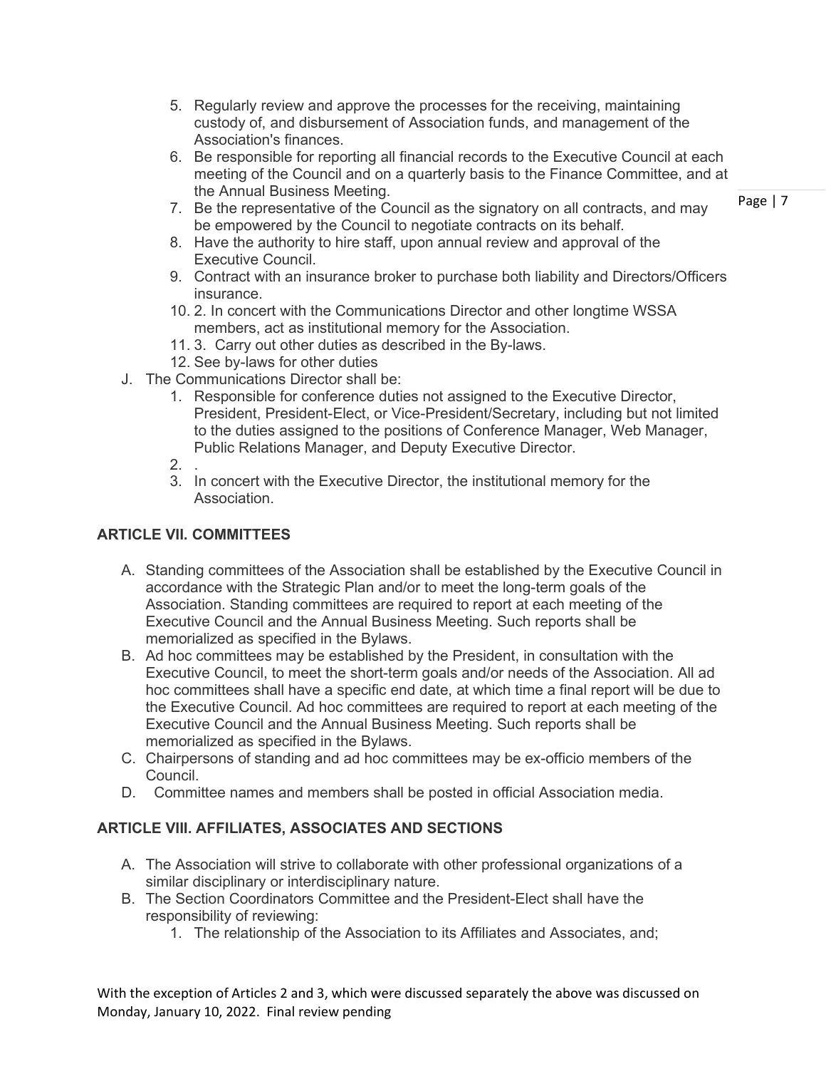5. Regularly review and approve the processes for the receiving, maintaining custody of, and disbursement of Association funds, and management of the Association's finances.
6. Be responsible for reporting all financial records to the Executive Council at each meeting of the Council and on a quarterly basis to the Finance Committee, and at the Annual Business Meeting.
7. Be the representative of the Council as the signatory on all contracts, and may be empowered by the Council to negotiate contracts on its behalf.
8. Have the authority to hire staff, upon annual review and approval of the Executive Council.
9. Contract with an insurance broker to purchase both liability and Directors/Officers insurance.
10. 2. In concert with the Communications Director and other longtime WSSA members, act as institutional memory for the Association.
11. 3. Carry out other duties as described in the By-laws.
12. See by-laws for other duties

J. The Communications Director shall be:
    1. Responsible for conference duties not assigned to the Executive Director, President, President-Elect, or Vice-President/Secretary, including but not limited to the duties assigned to the positions of Conference Manager, Web Manager, Public Relations Manager, and Deputy Executive Director.
    2. .
    3. In concert with the Executive Director, the institutional memory for the Association.

### ARTICLE VII. COMMITTEES

A. Standing committees of the Association shall be established by the Executive Council in accordance with the Strategic Plan and/or to meet the long-term goals of the Association. Standing committees are required to report at each meeting of the Executive Council and the Annual Business Meeting. Such reports shall be memorialized as specified in the Bylaws.
B. Ad hoc committees may be established by the President, in consultation with the Executive Council, to meet the short-term goals and/or needs of the Association. All ad hoc committees shall have a specific end date, at which time a final report will be due to the Executive Council. Ad hoc committees are required to report at each meeting of the Executive Council and the Annual Business Meeting. Such reports shall be memorialized as specified in the Bylaws.
C. Chairpersons of standing and ad hoc committees may be ex-officio members of the Council.
D. Committee names and members shall be posted in official Association media.

### ARTICLE VIII. AFFILIATES, ASSOCIATES AND SECTIONS

A. The Association will strive to collaborate with other professional organizations of a similar disciplinary or interdisciplinary nature.
B. The Section Coordinators Committee and the President-Elect shall have the responsibility of reviewing:
    1. The relationship of the Association to its Affiliates and Associates, and;

With the exception of Articles 2 and 3, which were discussed separately the above was discussed on Monday, January 10, 2022. Final review pending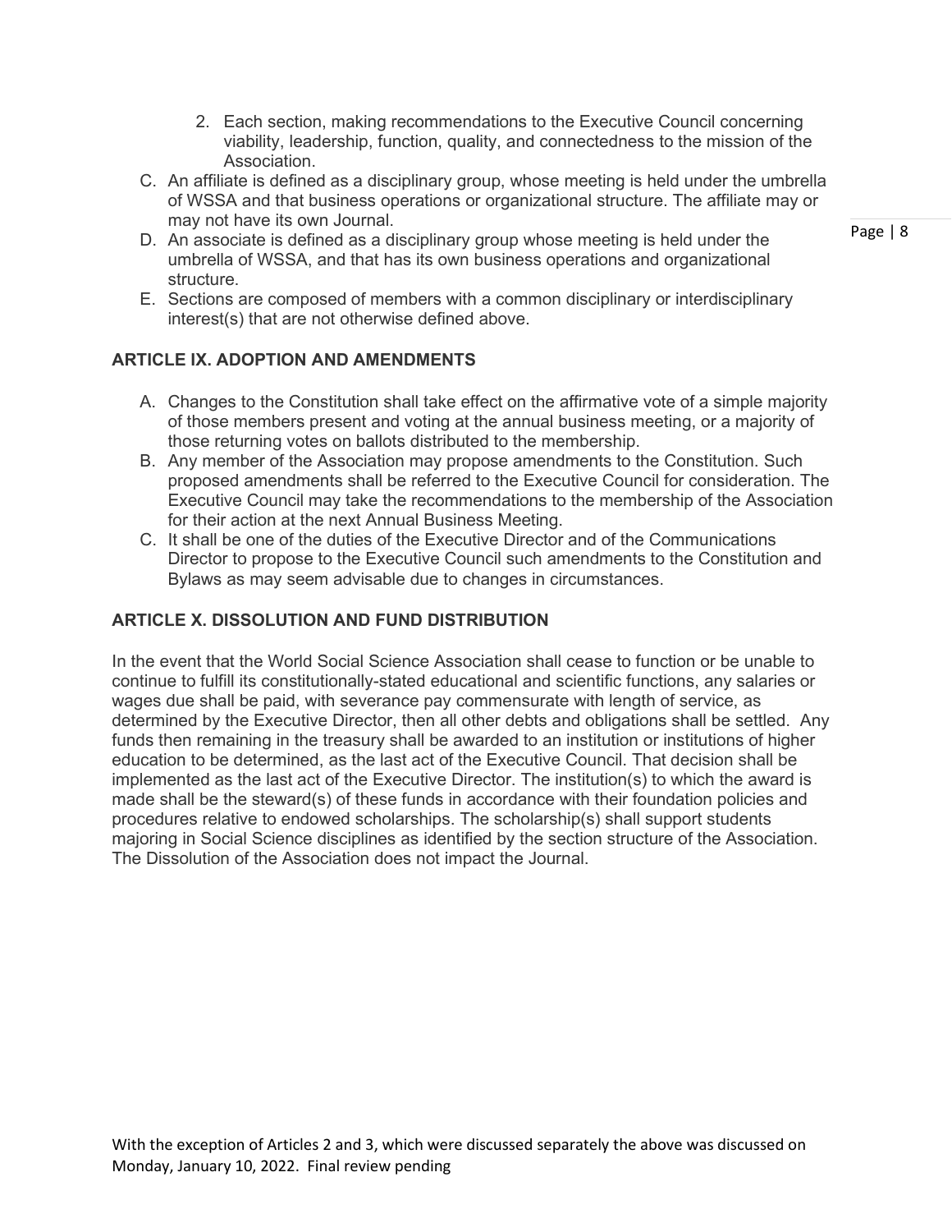2. Each section, making recommendations to the Executive Council concerning viability, leadership, function, quality, and connectedness to the mission of the Association.

C. An affiliate is defined as a disciplinary group, whose meeting is held under the umbrella of WSSA and that business operations or organizational structure. The affiliate may or may not have its own Journal.

D. An associate is defined as a disciplinary group whose meeting is held under the umbrella of WSSA, and that has its own business operations and organizational structure.

E. Sections are composed of members with a common disciplinary or interdisciplinary interest(s) that are not otherwise defined above.

## ARTICLE IX. ADOPTION AND AMENDMENTS

A. Changes to the Constitution shall take effect on the affirmative vote of a simple majority of those members present and voting at the annual business meeting, or a majority of those returning votes on ballots distributed to the membership.

B. Any member of the Association may propose amendments to the Constitution. Such proposed amendments shall be referred to the Executive Council for consideration. The Executive Council may take the recommendations to the membership of the Association for their action at the next Annual Business Meeting.

C. It shall be one of the duties of the Executive Director and of the Communications Director to propose to the Executive Council such amendments to the Constitution and Bylaws as may seem advisable due to changes in circumstances.

## ARTICLE X. DISSOLUTION AND FUND DISTRIBUTION

In the event that the World Social Science Association shall cease to function or be unable to continue to fulfill its constitutionally-stated educational and scientific functions, any salaries or wages due shall be paid, with severance pay commensurate with length of service, as determined by the Executive Director, then all other debts and obligations shall be settled. Any funds then remaining in the treasury shall be awarded to an institution or institutions of higher education to be determined, as the last act of the Executive Council. That decision shall be implemented as the last act of the Executive Director. The institution(s) to which the award is made shall be the steward(s) of these funds in accordance with their foundation policies and procedures relative to endowed scholarships. The scholarship(s) shall support students majoring in Social Science disciplines as identified by the section structure of the Association. The Dissolution of the Association does not impact the Journal.

With the exception of Articles 2 and 3, which were discussed separately the above was discussed on Monday, January 10, 2022. Final review pending